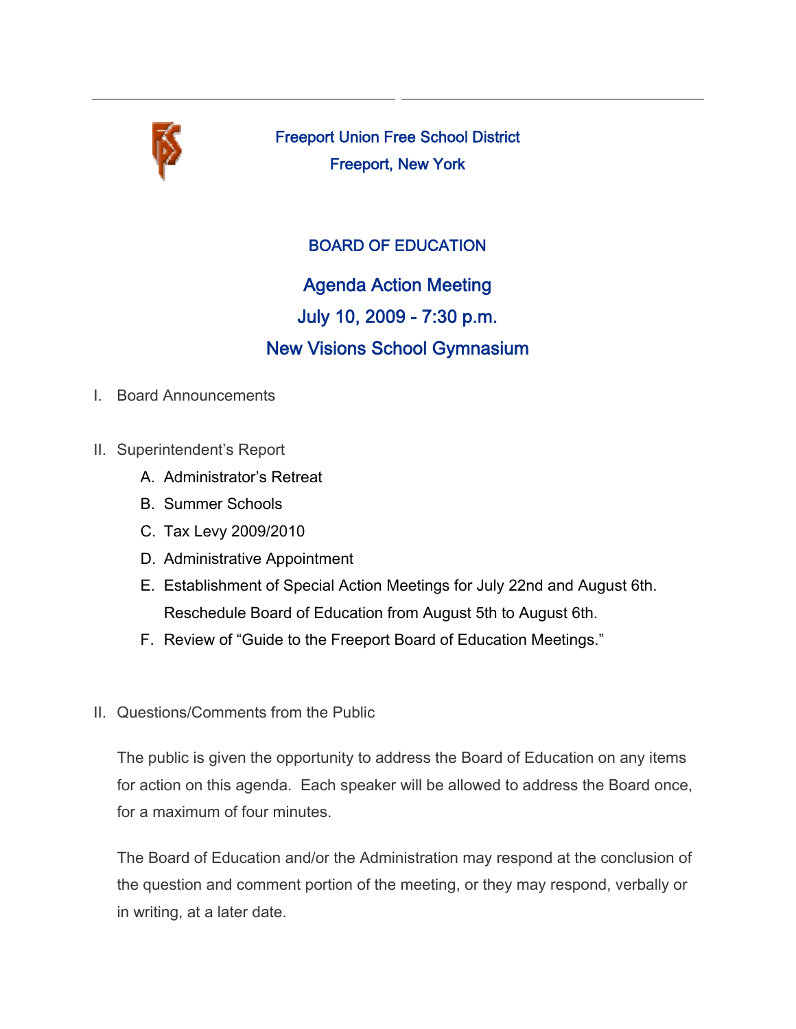Freeport Union Free School District

Freeport, New York

# BOARD OF EDUCATION

## Agenda Action Meeting

## July 10, 2009 - 7:30 p.m.

## New Visions School Gymnasium

I. Board Announcements

II. Superintendent's Report

   A. Administrator's Retreat
   
   B. Summer Schools
   
   C. Tax Levy 2009/2010
   
   D. Administrative Appointment
   
   E. Establishment of Special Action Meetings for July 22nd and August 6th. Reschedule Board of Education from August 5th to August 6th.
   
   F. Review of "Guide to the Freeport Board of Education Meetings."

II. Questions/Comments from the Public

The public is given the opportunity to address the Board of Education on any items for action on this agenda. Each speaker will be allowed to address the Board once, for a maximum of four minutes.

The Board of Education and/or the Administration may respond at the conclusion of the question and comment portion of the meeting, or they may respond, verbally or in writing, at a later date.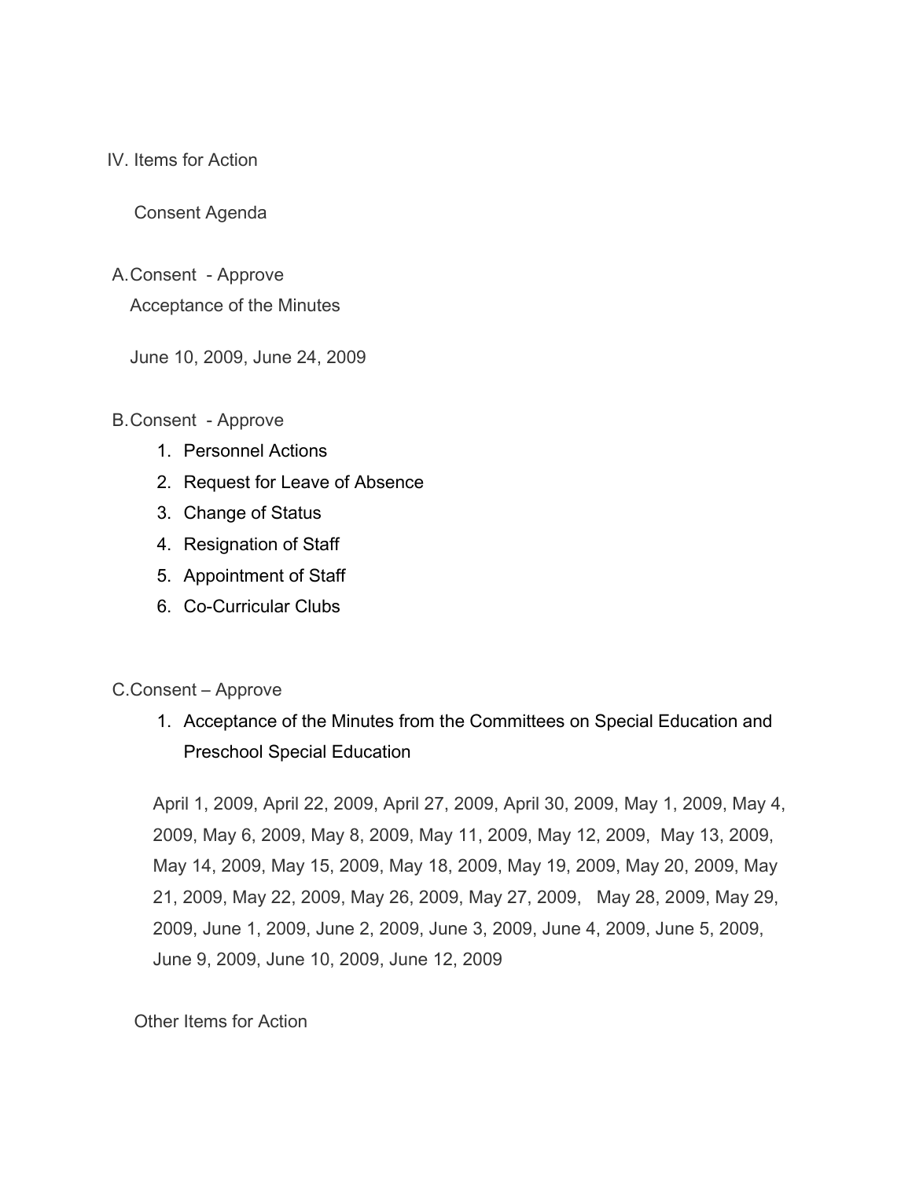## IV. Items for Action

Consent Agenda

A. Consent - Approve

Acceptance of the Minutes

June 10, 2009, June 24, 2009

B. Consent - Approve

1. Personnel Actions
2. Request for Leave of Absence
3. Change of Status
4. Resignation of Staff
5. Appointment of Staff
6. Co-Curricular Clubs

C. Consent – Approve

1. Acceptance of the Minutes from the Committees on Special Education and Preschool Special Education

April 1, 2009, April 22, 2009, April 27, 2009, April 30, 2009, May 1, 2009, May 4, 2009, May 6, 2009, May 8, 2009, May 11, 2009, May 12, 2009, May 13, 2009, May 14, 2009, May 15, 2009, May 18, 2009, May 19, 2009, May 20, 2009, May 21, 2009, May 22, 2009, May 26, 2009, May 27, 2009, May 28, 2009, May 29, 2009, June 1, 2009, June 2, 2009, June 3, 2009, June 4, 2009, June 5, 2009, June 9, 2009, June 10, 2009, June 12, 2009

Other Items for Action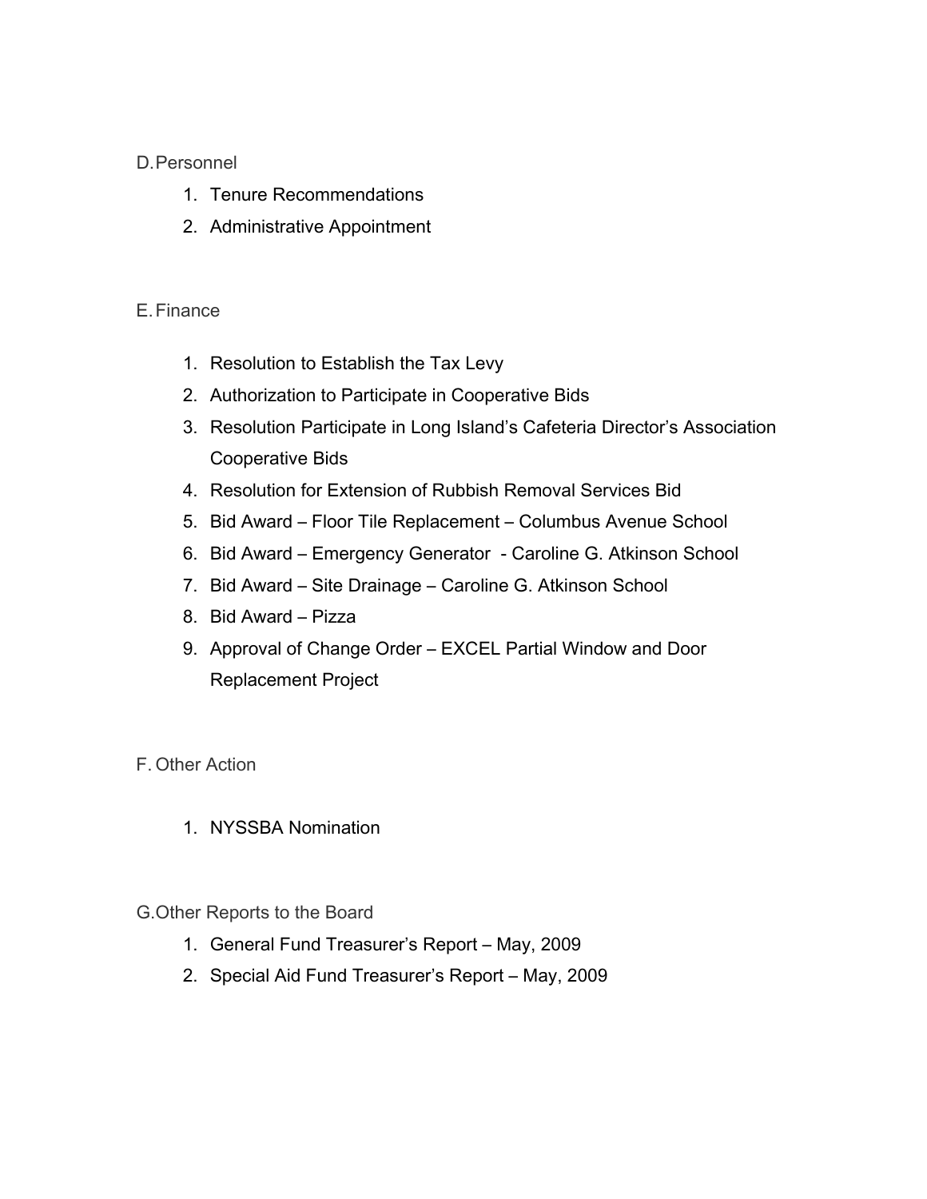D. Personnel

1. Tenure Recommendations
2. Administrative Appointment

E. Finance

1. Resolution to Establish the Tax Levy
2. Authorization to Participate in Cooperative Bids
3. Resolution Participate in Long Island's Cafeteria Director's Association Cooperative Bids
4. Resolution for Extension of Rubbish Removal Services Bid
5. Bid Award – Floor Tile Replacement – Columbus Avenue School
6. Bid Award – Emergency Generator - Caroline G. Atkinson School
7. Bid Award – Site Drainage – Caroline G. Atkinson School
8. Bid Award – Pizza
9. Approval of Change Order – EXCEL Partial Window and Door Replacement Project

F. Other Action

1. NYSSBA Nomination

G. Other Reports to the Board

1. General Fund Treasurer's Report – May, 2009
2. Special Aid Fund Treasurer's Report – May, 2009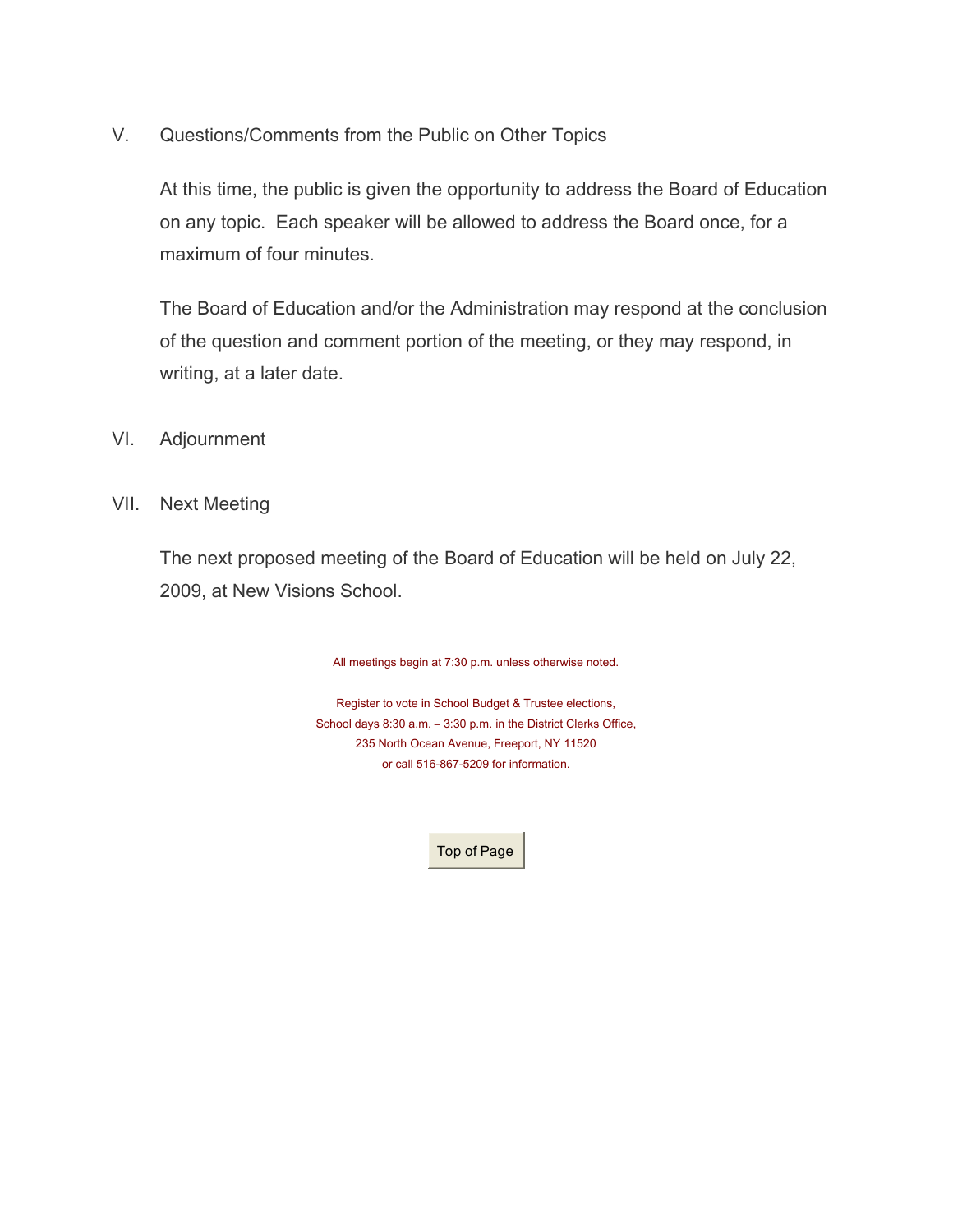V. Questions/Comments from the Public on Other Topics

At this time, the public is given the opportunity to address the Board of Education on any topic. Each speaker will be allowed to address the Board once, for a maximum of four minutes.

The Board of Education and/or the Administration may respond at the conclusion of the question and comment portion of the meeting, or they may respond, in writing, at a later date.

VI. Adjournment

VII. Next Meeting

The next proposed meeting of the Board of Education will be held on July 22, 2009, at New Visions School.

All meetings begin at 7:30 p.m. unless otherwise noted.

Register to vote in School Budget & Trustee elections,
School days 8:30 a.m. – 3:30 p.m. in the District Clerks Office,
235 North Ocean Avenue, Freeport, NY 11520
or call 516-867-5209 for information.

Top of Page